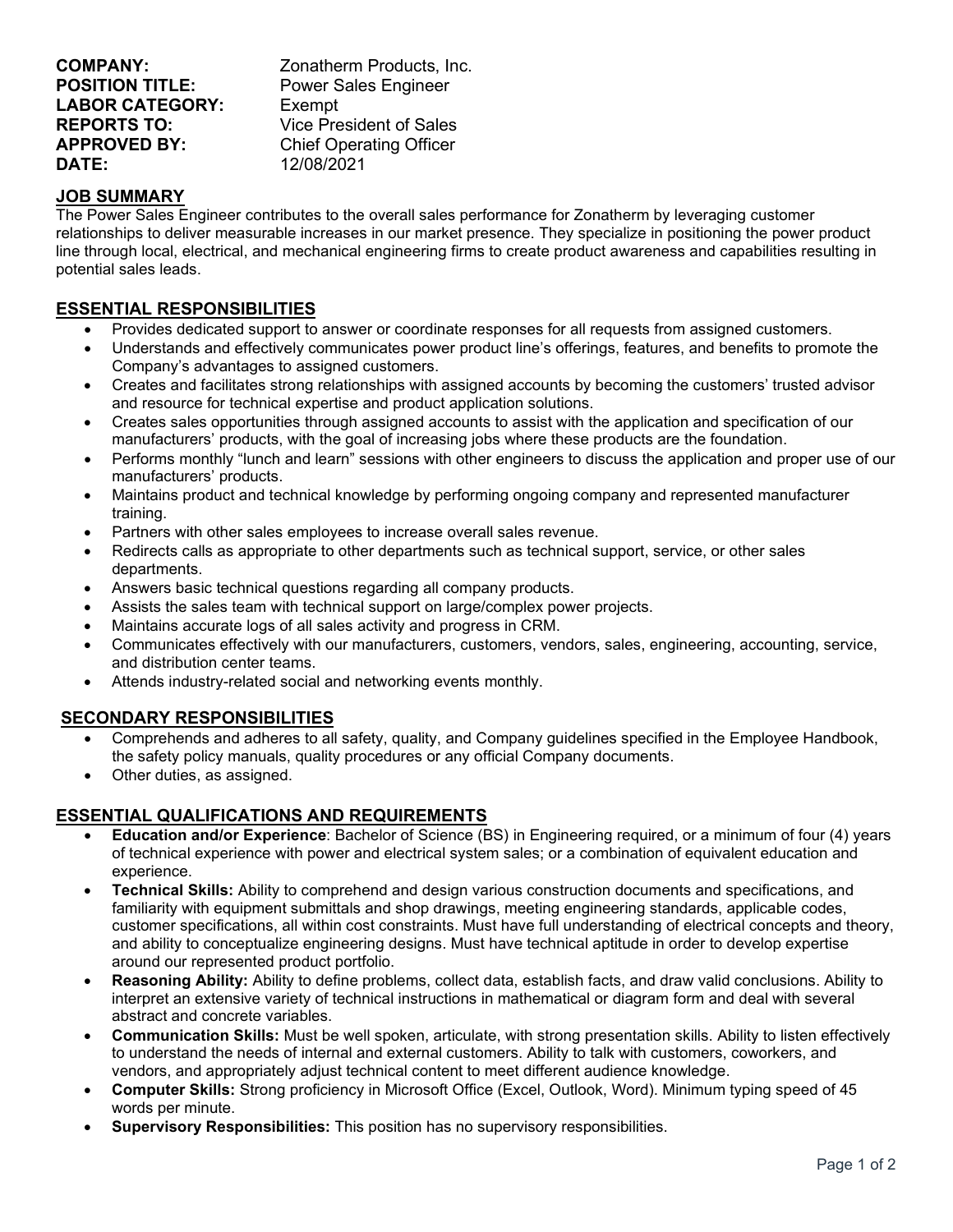**COMPANY:** Zonatherm Products, Inc.
**POSITION TITLE:** Power Sales Engineer
**LABOR CATEGORY:** Exempt
**REPORTS TO:** Vice President of Sales
**APPROVED BY:** Chief Operating Officer
**DATE:** 12/08/2021

## JOB SUMMARY

The Power Sales Engineer contributes to the overall sales performance for Zonatherm by leveraging customer relationships to deliver measurable increases in our market presence. They specialize in positioning the power product line through local, electrical, and mechanical engineering firms to create product awareness and capabilities resulting in potential sales leads.

## ESSENTIAL RESPONSIBILITIES

- Provides dedicated support to answer or coordinate responses for all requests from assigned customers.
- Understands and effectively communicates power product line's offerings, features, and benefits to promote the Company's advantages to assigned customers.
- Creates and facilitates strong relationships with assigned accounts by becoming the customers' trusted advisor and resource for technical expertise and product application solutions.
- Creates sales opportunities through assigned accounts to assist with the application and specification of our manufacturers' products, with the goal of increasing jobs where these products are the foundation.
- Performs monthly "lunch and learn" sessions with other engineers to discuss the application and proper use of our manufacturers' products.
- Maintains product and technical knowledge by performing ongoing company and represented manufacturer training.
- Partners with other sales employees to increase overall sales revenue.
- Redirects calls as appropriate to other departments such as technical support, service, or other sales departments.
- Answers basic technical questions regarding all company products.
- Assists the sales team with technical support on large/complex power projects.
- Maintains accurate logs of all sales activity and progress in CRM.
- Communicates effectively with our manufacturers, customers, vendors, sales, engineering, accounting, service, and distribution center teams.
- Attends industry-related social and networking events monthly.

## SECONDARY RESPONSIBILITIES

- Comprehends and adheres to all safety, quality, and Company guidelines specified in the Employee Handbook, the safety policy manuals, quality procedures or any official Company documents.
- Other duties, as assigned.

## ESSENTIAL QUALIFICATIONS AND REQUIREMENTS

- **Education and/or Experience**: Bachelor of Science (BS) in Engineering required, or a minimum of four (4) years of technical experience with power and electrical system sales; or a combination of equivalent education and experience.
- **Technical Skills:** Ability to comprehend and design various construction documents and specifications, and familiarity with equipment submittals and shop drawings, meeting engineering standards, applicable codes, customer specifications, all within cost constraints. Must have full understanding of electrical concepts and theory, and ability to conceptualize engineering designs. Must have technical aptitude in order to develop expertise around our represented product portfolio.
- **Reasoning Ability:** Ability to define problems, collect data, establish facts, and draw valid conclusions. Ability to interpret an extensive variety of technical instructions in mathematical or diagram form and deal with several abstract and concrete variables.
- **Communication Skills:** Must be well spoken, articulate, with strong presentation skills. Ability to listen effectively to understand the needs of internal and external customers. Ability to talk with customers, coworkers, and vendors, and appropriately adjust technical content to meet different audience knowledge.
- **Computer Skills:** Strong proficiency in Microsoft Office (Excel, Outlook, Word). Minimum typing speed of 45 words per minute.
- **Supervisory Responsibilities:** This position has no supervisory responsibilities.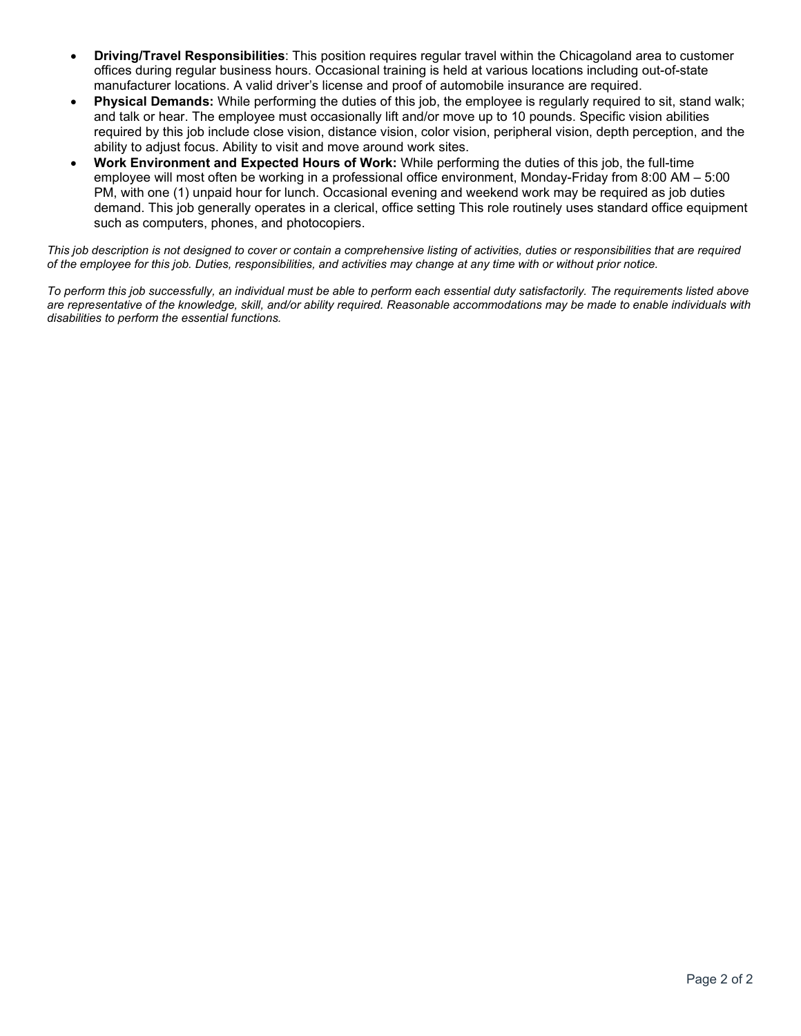- **Driving/Travel Responsibilities**: This position requires regular travel within the Chicagoland area to customer offices during regular business hours. Occasional training is held at various locations including out-of-state manufacturer locations. A valid driver's license and proof of automobile insurance are required.
- **Physical Demands:** While performing the duties of this job, the employee is regularly required to sit, stand walk; and talk or hear. The employee must occasionally lift and/or move up to 10 pounds. Specific vision abilities required by this job include close vision, distance vision, color vision, peripheral vision, depth perception, and the ability to adjust focus. Ability to visit and move around work sites.
- **Work Environment and Expected Hours of Work:** While performing the duties of this job, the full-time employee will most often be working in a professional office environment, Monday-Friday from 8:00 AM – 5:00 PM, with one (1) unpaid hour for lunch. Occasional evening and weekend work may be required as job duties demand. This job generally operates in a clerical, office setting This role routinely uses standard office equipment such as computers, phones, and photocopiers.

*This job description is not designed to cover or contain a comprehensive listing of activities, duties or responsibilities that are required of the employee for this job. Duties, responsibilities, and activities may change at any time with or without prior notice.*

*To perform this job successfully, an individual must be able to perform each essential duty satisfactorily. The requirements listed above are representative of the knowledge, skill, and/or ability required. Reasonable accommodations may be made to enable individuals with disabilities to perform the essential functions.*